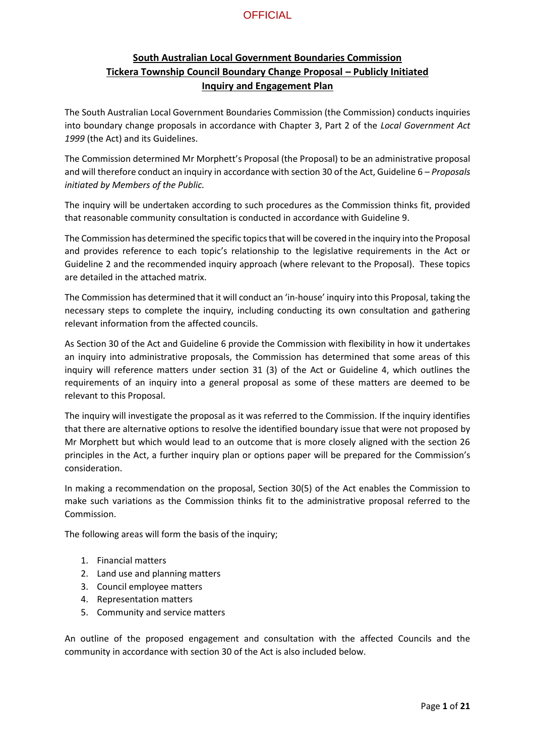**South Australian Local Government Boundaries Commission**
**Tickera Township Council Boundary Change Proposal – Publicly Initiated**
**Inquiry and Engagement Plan**

The South Australian Local Government Boundaries Commission (the Commission) conducts inquiries into boundary change proposals in accordance with Chapter 3, Part 2 of the *Local Government Act 1999* (the Act) and its Guidelines.

The Commission determined Mr Morphett's Proposal (the Proposal) to be an administrative proposal and will therefore conduct an inquiry in accordance with section 30 of the Act, Guideline 6 – *Proposals initiated by Members of the Public.*

The inquiry will be undertaken according to such procedures as the Commission thinks fit, provided that reasonable community consultation is conducted in accordance with Guideline 9.

The Commission has determined the specific topics that will be covered in the inquiry into the Proposal and provides reference to each topic's relationship to the legislative requirements in the Act or Guideline 2 and the recommended inquiry approach (where relevant to the Proposal). These topics are detailed in the attached matrix.

The Commission has determined that it will conduct an 'in-house' inquiry into this Proposal, taking the necessary steps to complete the inquiry, including conducting its own consultation and gathering relevant information from the affected councils.

As Section 30 of the Act and Guideline 6 provide the Commission with flexibility in how it undertakes an inquiry into administrative proposals, the Commission has determined that some areas of this inquiry will reference matters under section 31 (3) of the Act or Guideline 4, which outlines the requirements of an inquiry into a general proposal as some of these matters are deemed to be relevant to this Proposal.

The inquiry will investigate the proposal as it was referred to the Commission. If the inquiry identifies that there are alternative options to resolve the identified boundary issue that were not proposed by Mr Morphett but which would lead to an outcome that is more closely aligned with the section 26 principles in the Act, a further inquiry plan or options paper will be prepared for the Commission's consideration.

In making a recommendation on the proposal, Section 30(5) of the Act enables the Commission to make such variations as the Commission thinks fit to the administrative proposal referred to the Commission.

The following areas will form the basis of the inquiry;

1. Financial matters
2. Land use and planning matters
3. Council employee matters
4. Representation matters
5. Community and service matters

An outline of the proposed engagement and consultation with the affected Councils and the community in accordance with section 30 of the Act is also included below.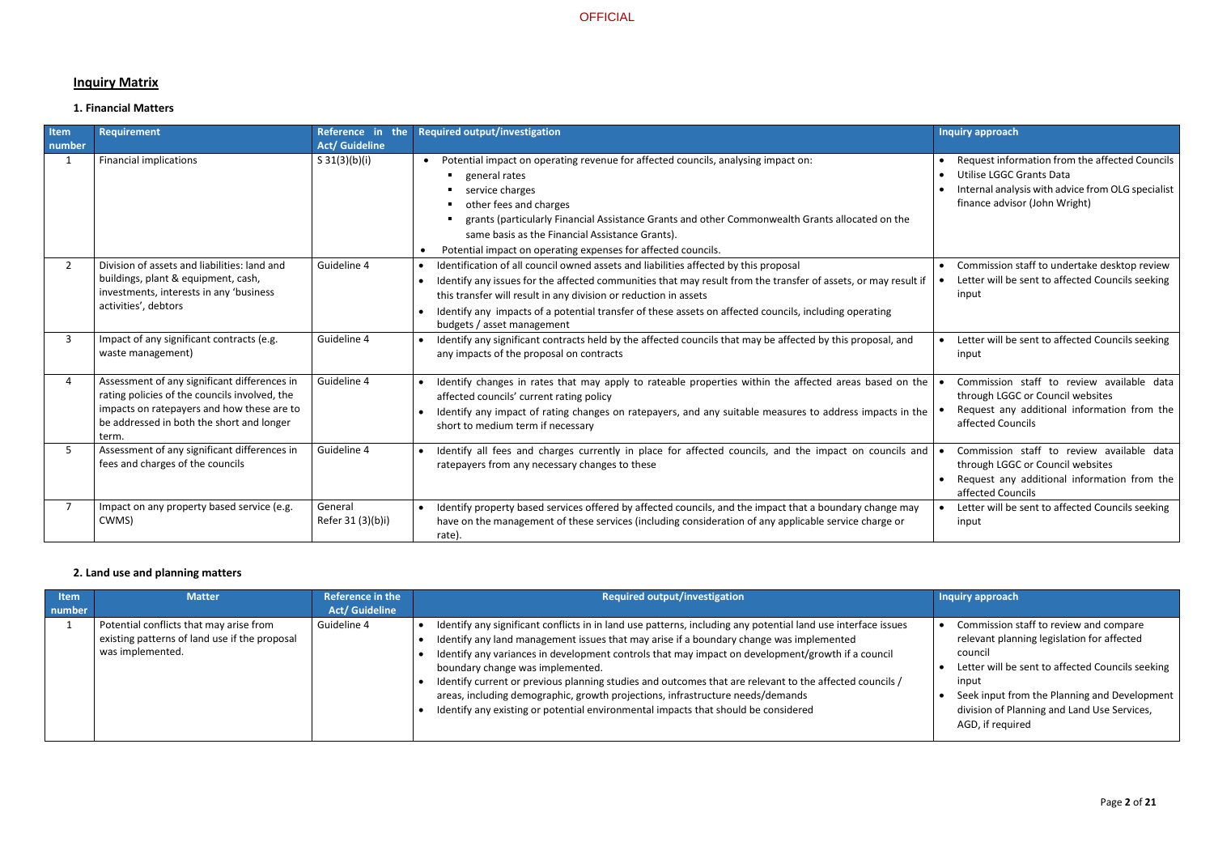## Inquiry Matrix

### 1. Financial Matters

| Item number | Requirement | Reference in the Act/ Guideline | Required output/investigation | Inquiry approach |
|---|---|---|---|---|
| 1 | Financial implications | S 31(3)(b)(i) | • Potential impact on operating revenue for affected councils, analysing impact on:<br>▪ general rates<br>▪ service charges<br>▪ other fees and charges<br>▪ grants (particularly Financial Assistance Grants and other Commonwealth Grants allocated on the same basis as the Financial Assistance Grants).<br>• Potential impact on operating expenses for affected councils. | • Request information from the affected Councils<br>• Utilise LGGC Grants Data<br>• Internal analysis with advice from OLG specialist finance advisor (John Wright) |
| 2 | Division of assets and liabilities: land and buildings, plant & equipment, cash, investments, interests in any 'business activities', debtors | Guideline 4 | • Identification of all council owned assets and liabilities affected by this proposal<br>• Identify any issues for the affected communities that may result from the transfer of assets, or may result if this transfer will result in any division or reduction in assets<br>• Identify any impacts of a potential transfer of these assets on affected councils, including operating budgets / asset management | • Commission staff to undertake desktop review<br>• Letter will be sent to affected Councils seeking input |
| 3 | Impact of any significant contracts (e.g. waste management) | Guideline 4 | • Identify any significant contracts held by the affected councils that may be affected by this proposal, and any impacts of the proposal on contracts | • Letter will be sent to affected Councils seeking input |
| 4 | Assessment of any significant differences in rating policies of the councils involved, the impacts on ratepayers and how these are to be addressed in both the short and longer term. | Guideline 4 | • Identify changes in rates that may apply to rateable properties within the affected areas based on the affected councils' current rating policy<br>• Identify any impact of rating changes on ratepayers, and any suitable measures to address impacts in the short to medium term if necessary | • Commission staff to review available data through LGGC or Council websites<br>• Request any additional information from the affected Councils |
| 5 | Assessment of any significant differences in fees and charges of the councils | Guideline 4 | • Identify all fees and charges currently in place for affected councils, and the impact on councils and ratepayers from any necessary changes to these | • Commission staff to review available data through LGGC or Council websites<br>• Request any additional information from the affected Councils |
| 7 | Impact on any property based service (e.g. CWMS) | General<br>Refer 31 (3)(b)i) | • Identify property based services offered by affected councils, and the impact that a boundary change may have on the management of these services (including consideration of any applicable service charge or rate). | • Letter will be sent to affected Councils seeking input |

### 2. Land use and planning matters

| Item number | Matter | Reference in the Act/ Guideline | Required output/investigation | Inquiry approach |
|---|---|---|---|---|
| 1 | Potential conflicts that may arise from existing patterns of land use if the proposal was implemented. | Guideline 4 | • Identify any significant conflicts in in land use patterns, including any potential land use interface issues<br>• Identify any land management issues that may arise if a boundary change was implemented<br>• Identify any variances in development controls that may impact on development/growth if a council boundary change was implemented.<br>• Identify current or previous planning studies and outcomes that are relevant to the affected councils / areas, including demographic, growth projections, infrastructure needs/demands<br>• Identify any existing or potential environmental impacts that should be considered | • Commission staff to review and compare relevant planning legislation for affected council<br>• Letter will be sent to affected Councils seeking input<br>• Seek input from the Planning and Development division of Planning and Land Use Services, AGD, if required |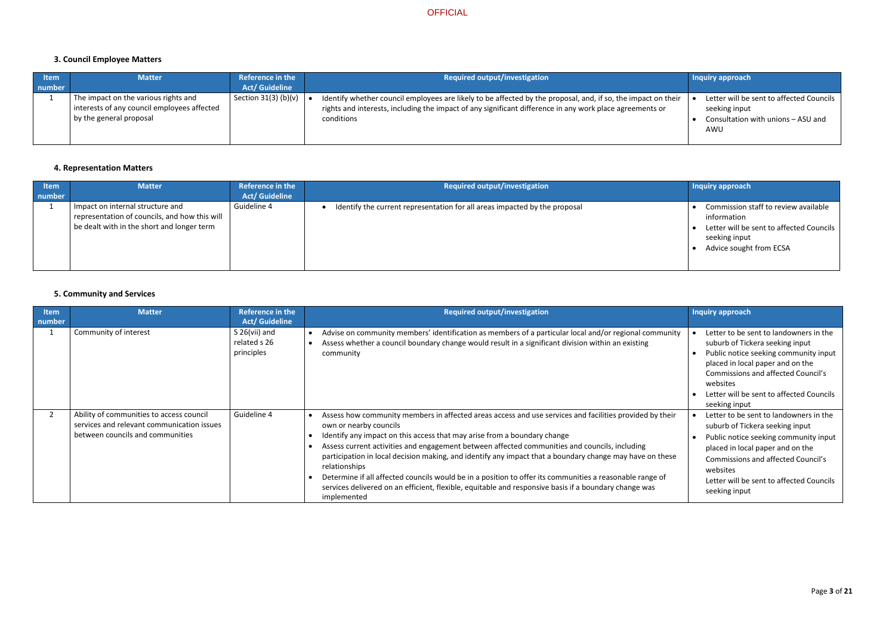### 3. Council Employee Matters

| Item number | Matter | Reference in the Act/ Guideline | Required output/investigation | Inquiry approach |
|---|---|---|---|---|
| 1 | The impact on the various rights and interests of any council employees affected by the general proposal | Section 31(3) (b)(v) | • Identify whether council employees are likely to be affected by the proposal, and, if so, the impact on their rights and interests, including the impact of any significant difference in any work place agreements or conditions | • Letter will be sent to affected Councils seeking input<br>• Consultation with unions – ASU and AWU |

### 4. Representation Matters

| Item number | Matter | Reference in the Act/ Guideline | Required output/investigation | Inquiry approach |
|---|---|---|---|---|
| 1 | Impact on internal structure and representation of councils, and how this will be dealt with in the short and longer term | Guideline 4 | • Identify the current representation for all areas impacted by the proposal | • Commission staff to review available information<br>• Letter will be sent to affected Councils seeking input<br>• Advice sought from ECSA |

### 5. Community and Services

| Item number | Matter | Reference in the Act/ Guideline | Required output/investigation | Inquiry approach |
|---|---|---|---|---|
| 1 | Community of interest | S 26(vii) and related s 26 principles | • Advise on community members' identification as members of a particular local and/or regional community<br>• Assess whether a council boundary change would result in a significant division within an existing community | • Letter to be sent to landowners in the suburb of Tickera seeking input<br>• Public notice seeking community input placed in local paper and on the Commissions and affected Council's websites<br>• Letter will be sent to affected Councils seeking input |
| 2 | Ability of communities to access council services and relevant communication issues between councils and communities | Guideline 4 | • Assess how community members in affected areas access and use services and facilities provided by their own or nearby councils<br>• Identify any impact on this access that may arise from a boundary change<br>• Assess current activities and engagement between affected communities and councils, including participation in local decision making, and identify any impact that a boundary change may have on these relationships<br>• Determine if all affected councils would be in a position to offer its communities a reasonable range of services delivered on an efficient, flexible, equitable and responsive basis if a boundary change was implemented | • Letter to be sent to landowners in the suburb of Tickera seeking input<br>• Public notice seeking community input placed in local paper and on the Commissions and affected Council's websites<br>Letter will be sent to affected Councils seeking input |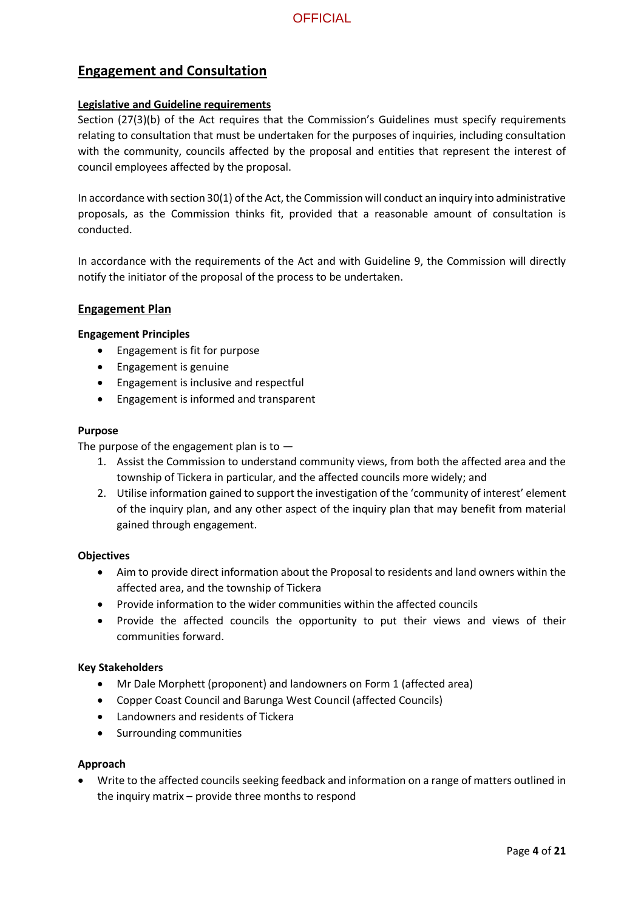## Engagement and Consultation

**Legislative and Guideline requirements**

Section (27(3)(b) of the Act requires that the Commission's Guidelines must specify requirements relating to consultation that must be undertaken for the purposes of inquiries, including consultation with the community, councils affected by the proposal and entities that represent the interest of council employees affected by the proposal.

In accordance with section 30(1) of the Act, the Commission will conduct an inquiry into administrative proposals, as the Commission thinks fit, provided that a reasonable amount of consultation is conducted.

In accordance with the requirements of the Act and with Guideline 9, the Commission will directly notify the initiator of the proposal of the process to be undertaken.

### Engagement Plan

**Engagement Principles**

- Engagement is fit for purpose
- Engagement is genuine
- Engagement is inclusive and respectful
- Engagement is informed and transparent

**Purpose**

The purpose of the engagement plan is to —

1. Assist the Commission to understand community views, from both the affected area and the township of Tickera in particular, and the affected councils more widely; and
2. Utilise information gained to support the investigation of the 'community of interest' element of the inquiry plan, and any other aspect of the inquiry plan that may benefit from material gained through engagement.

**Objectives**

- Aim to provide direct information about the Proposal to residents and land owners within the affected area, and the township of Tickera
- Provide information to the wider communities within the affected councils
- Provide the affected councils the opportunity to put their views and views of their communities forward.

**Key Stakeholders**

- Mr Dale Morphett (proponent) and landowners on Form 1 (affected area)
- Copper Coast Council and Barunga West Council (affected Councils)
- Landowners and residents of Tickera
- Surrounding communities

**Approach**

- Write to the affected councils seeking feedback and information on a range of matters outlined in the inquiry matrix – provide three months to respond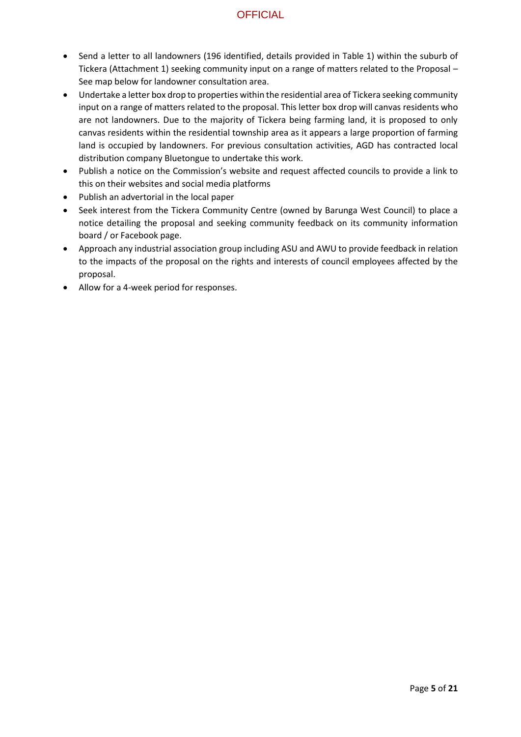- Send a letter to all landowners (196 identified, details provided in Table 1) within the suburb of Tickera (Attachment 1) seeking community input on a range of matters related to the Proposal – See map below for landowner consultation area.
- Undertake a letter box drop to properties within the residential area of Tickera seeking community input on a range of matters related to the proposal. This letter box drop will canvas residents who are not landowners. Due to the majority of Tickera being farming land, it is proposed to only canvas residents within the residential township area as it appears a large proportion of farming land is occupied by landowners. For previous consultation activities, AGD has contracted local distribution company Bluetongue to undertake this work.
- Publish a notice on the Commission's website and request affected councils to provide a link to this on their websites and social media platforms
- Publish an advertorial in the local paper
- Seek interest from the Tickera Community Centre (owned by Barunga West Council) to place a notice detailing the proposal and seeking community feedback on its community information board / or Facebook page.
- Approach any industrial association group including ASU and AWU to provide feedback in relation to the impacts of the proposal on the rights and interests of council employees affected by the proposal.
- Allow for a 4-week period for responses.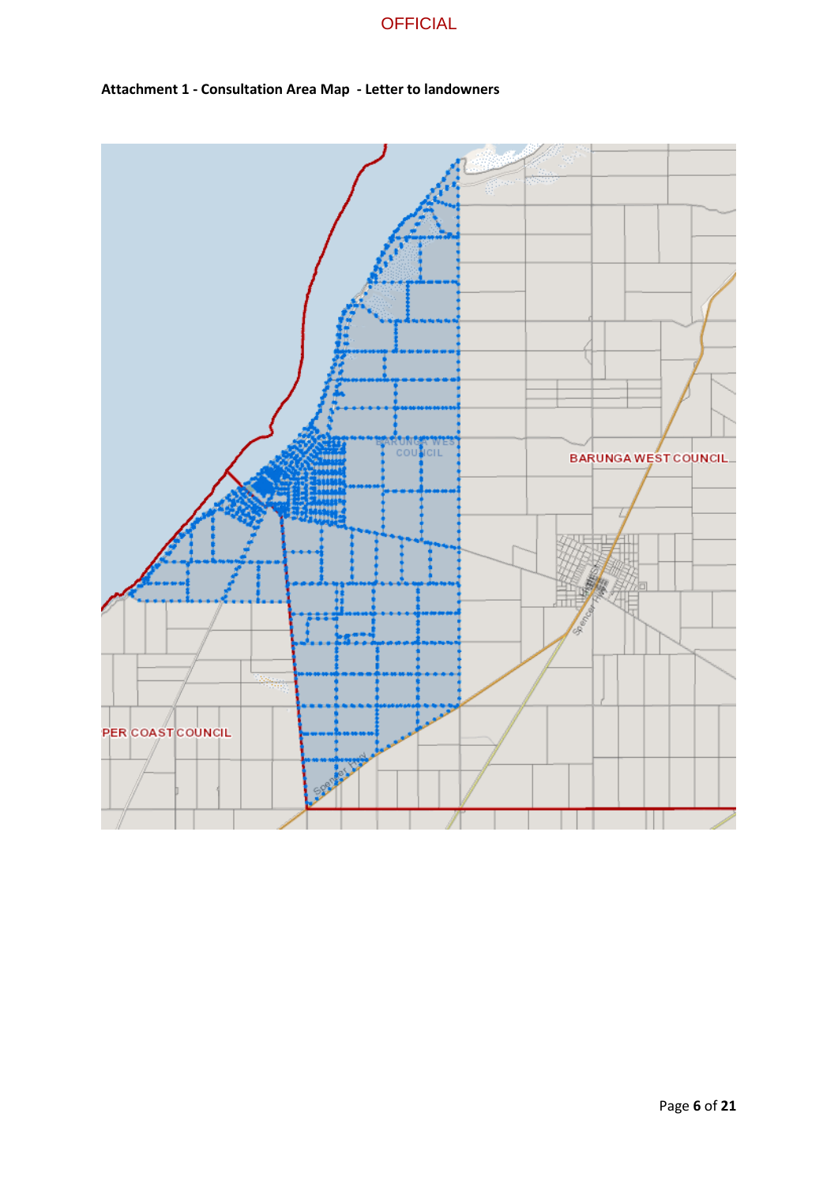**Attachment 1 - Consultation Area Map - Letter to landowners**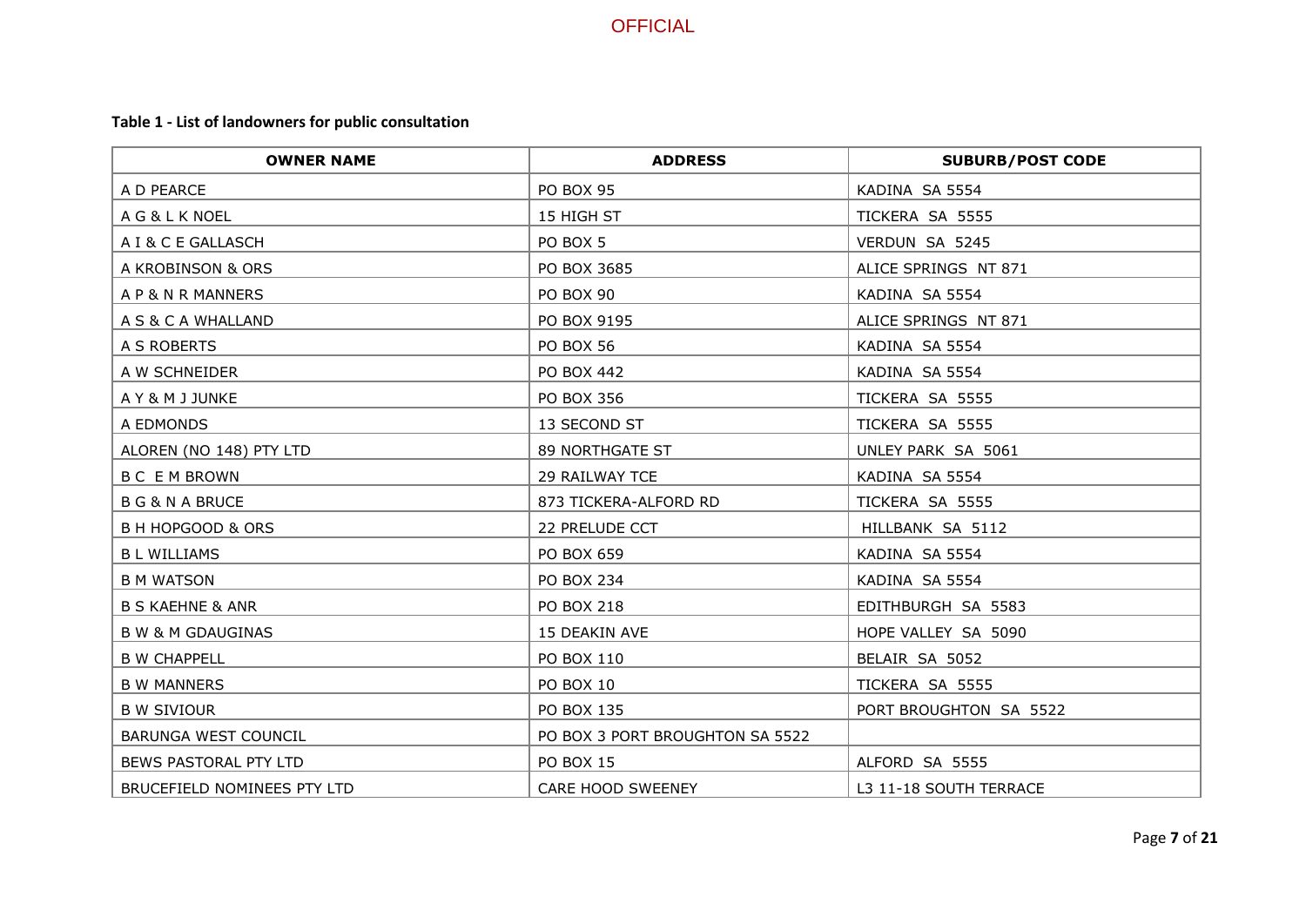OFFICIAL

**Table 1 - List of landowners for public consultation**

| OWNER NAME | ADDRESS | SUBURB/POST CODE |
|---|---|---|
| A D PEARCE | PO BOX 95 | KADINA SA 5554 |
| A G & L K NOEL | 15 HIGH ST | TICKERA SA 5555 |
| A I & C E GALLASCH | PO BOX 5 | VERDUN SA 5245 |
| A KROBINSON & ORS | PO BOX 3685 | ALICE SPRINGS NT 871 |
| A P & N R MANNERS | PO BOX 90 | KADINA SA 5554 |
| A S & C A WHALLAND | PO BOX 9195 | ALICE SPRINGS NT 871 |
| A S ROBERTS | PO BOX 56 | KADINA SA 5554 |
| A W SCHNEIDER | PO BOX 442 | KADINA SA 5554 |
| A Y & M J JUNKE | PO BOX 356 | TICKERA SA 5555 |
| A EDMONDS | 13 SECOND ST | TICKERA SA 5555 |
| ALOREN (NO 148) PTY LTD | 89 NORTHGATE ST | UNLEY PARK SA 5061 |
| B C E M BROWN | 29 RAILWAY TCE | KADINA SA 5554 |
| B G & N A BRUCE | 873 TICKERA-ALFORD RD | TICKERA SA 5555 |
| B H HOPGOOD & ORS | 22 PRELUDE CCT | HILLBANK SA 5112 |
| B L WILLIAMS | PO BOX 659 | KADINA SA 5554 |
| B M WATSON | PO BOX 234 | KADINA SA 5554 |
| B S KAEHNE & ANR | PO BOX 218 | EDITHBURGH SA 5583 |
| B W & M GDAUGINAS | 15 DEAKIN AVE | HOPE VALLEY SA 5090 |
| B W CHAPPELL | PO BOX 110 | BELAIR SA 5052 |
| B W MANNERS | PO BOX 10 | TICKERA SA 5555 |
| B W SIVIOUR | PO BOX 135 | PORT BROUGHTON SA 5522 |
| BARUNGA WEST COUNCIL | PO BOX 3 PORT BROUGHTON SA 5522 | |
| BEWS PASTORAL PTY LTD | PO BOX 15 | ALFORD SA 5555 |
| BRUCEFIELD NOMINEES PTY LTD | CARE HOOD SWEENEY | L3 11-18 SOUTH TERRACE |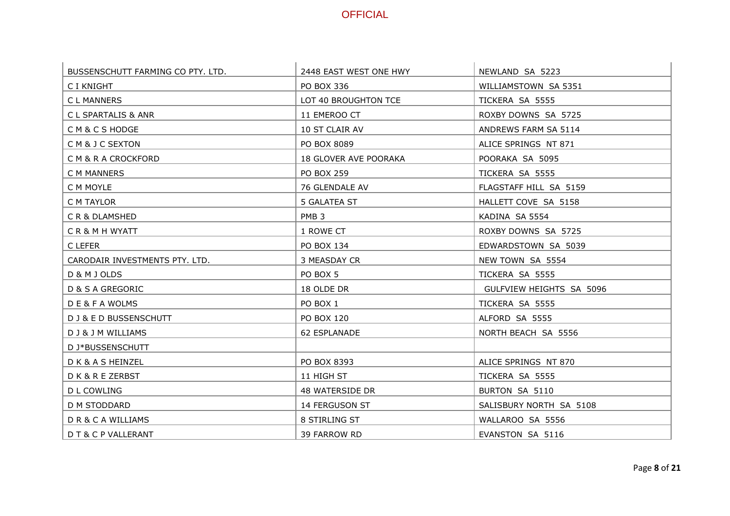| BUSSENSCHUTT FARMING CO PTY. LTD. | 2448 EAST WEST ONE HWY | NEWLAND SA 5223 |
| --- | --- | --- |
| C I KNIGHT | PO BOX 336 | WILLIAMSTOWN SA 5351 |
| C L MANNERS | LOT 40 BROUGHTON TCE | TICKERA SA 5555 |
| C L SPARTALIS & ANR | 11 EMEROO CT | ROXBY DOWNS SA 5725 |
| C M & C S HODGE | 10 ST CLAIR AV | ANDREWS FARM SA 5114 |
| C M & J C SEXTON | PO BOX 8089 | ALICE SPRINGS NT 871 |
| C M & R A CROCKFORD | 18 GLOVER AVE POORAKA | POORAKA SA 5095 |
| C M MANNERS | PO BOX 259 | TICKERA SA 5555 |
| C M MOYLE | 76 GLENDALE AV | FLAGSTAFF HILL SA 5159 |
| C M TAYLOR | 5 GALATEA ST | HALLETT COVE SA 5158 |
| C R & DLAMSHED | PMB 3 | KADINA SA 5554 |
| C R & M H WYATT | 1 ROWE CT | ROXBY DOWNS SA 5725 |
| C LEFER | PO BOX 134 | EDWARDSTOWN SA 5039 |
| CARODAIR INVESTMENTS PTY. LTD. | 3 MEASDAY CR | NEW TOWN SA 5554 |
| D & M J OLDS | PO BOX 5 | TICKERA SA 5555 |
| D & S A GREGORIC | 18 OLDE DR | GULFVIEW HEIGHTS SA 5096 |
| D E & F A WOLMS | PO BOX 1 | TICKERA SA 5555 |
| D J & E D BUSSENSCHUTT | PO BOX 120 | ALFORD SA 5555 |
| D J & J M WILLIAMS | 62 ESPLANADE | NORTH BEACH SA 5556 |
| D J*BUSSENSCHUTT | | |
| D K & A S HEINZEL | PO BOX 8393 | ALICE SPRINGS NT 870 |
| D K & R E ZERBST | 11 HIGH ST | TICKERA SA 5555 |
| D L COWLING | 48 WATERSIDE DR | BURTON SA 5110 |
| D M STODDARD | 14 FERGUSON ST | SALISBURY NORTH SA 5108 |
| D R & C A WILLIAMS | 8 STIRLING ST | WALLAROO SA 5556 |
| D T & C P VALLERANT | 39 FARROW RD | EVANSTON SA 5116 |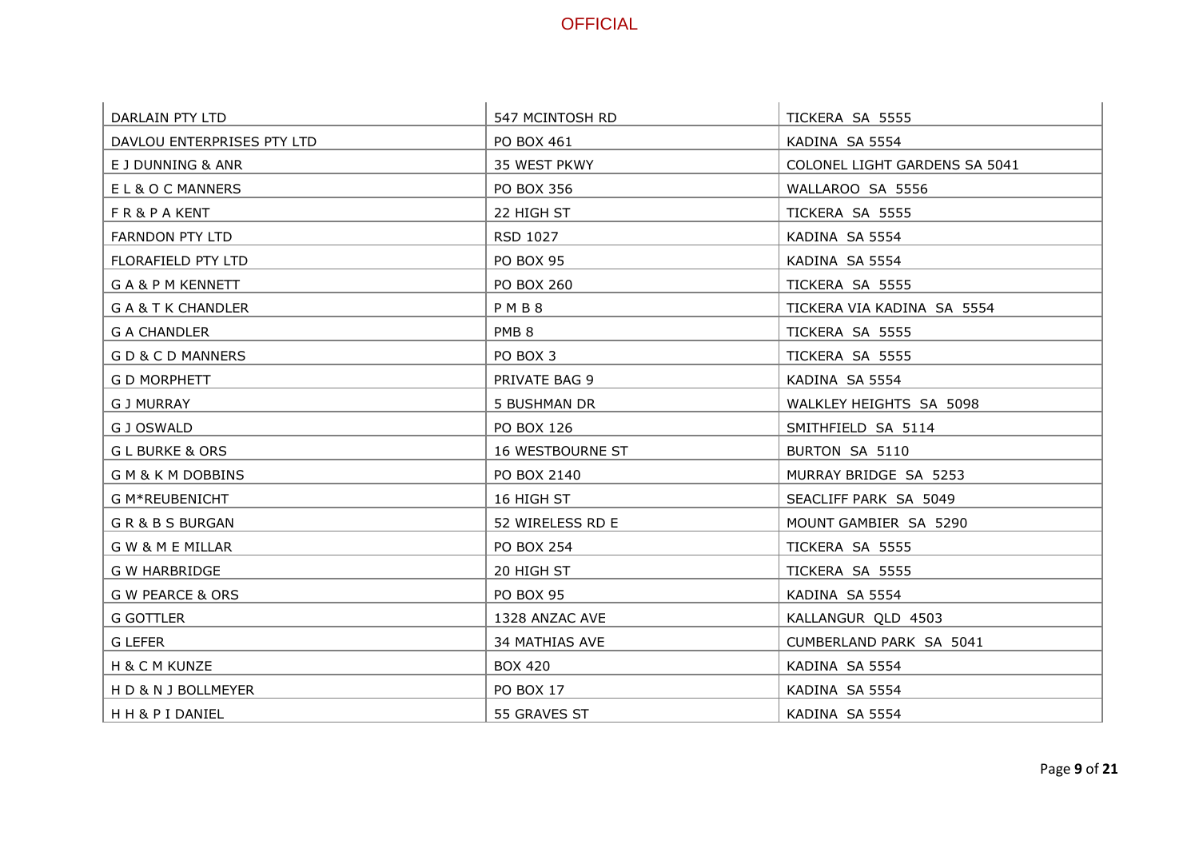| DARLAIN PTY LTD | 547 MCINTOSH RD | TICKERA SA 5555 |
|---|---|---|
| DAVLOU ENTERPRISES PTY LTD | PO BOX 461 | KADINA SA 5554 |
| E J DUNNING & ANR | 35 WEST PKWY | COLONEL LIGHT GARDENS SA 5041 |
| E L & O C MANNERS | PO BOX 356 | WALLAROO SA 5556 |
| F R & P A KENT | 22 HIGH ST | TICKERA SA 5555 |
| FARNDON PTY LTD | RSD 1027 | KADINA SA 5554 |
| FLORAFIELD PTY LTD | PO BOX 95 | KADINA SA 5554 |
| G A & P M KENNETT | PO BOX 260 | TICKERA SA 5555 |
| G A & T K CHANDLER | P M B 8 | TICKERA VIA KADINA SA 5554 |
| G A CHANDLER | PMB 8 | TICKERA SA 5555 |
| G D & C D MANNERS | PO BOX 3 | TICKERA SA 5555 |
| G D MORPHETT | PRIVATE BAG 9 | KADINA SA 5554 |
| G J MURRAY | 5 BUSHMAN DR | WALKLEY HEIGHTS SA 5098 |
| G J OSWALD | PO BOX 126 | SMITHFIELD SA 5114 |
| G L BURKE & ORS | 16 WESTBOURNE ST | BURTON SA 5110 |
| G M & K M DOBBINS | PO BOX 2140 | MURRAY BRIDGE SA 5253 |
| G M*REUBENICHT | 16 HIGH ST | SEACLIFF PARK SA 5049 |
| G R & B S BURGAN | 52 WIRELESS RD E | MOUNT GAMBIER SA 5290 |
| G W & M E MILLAR | PO BOX 254 | TICKERA SA 5555 |
| G W HARBRIDGE | 20 HIGH ST | TICKERA SA 5555 |
| G W PEARCE & ORS | PO BOX 95 | KADINA SA 5554 |
| G GOTTLER | 1328 ANZAC AVE | KALLANGUR QLD 4503 |
| G LEFER | 34 MATHIAS AVE | CUMBERLAND PARK SA 5041 |
| H & C M KUNZE | BOX 420 | KADINA SA 5554 |
| H D & N J BOLLMEYER | PO BOX 17 | KADINA SA 5554 |
| H H & P I DANIEL | 55 GRAVES ST | KADINA SA 5554 |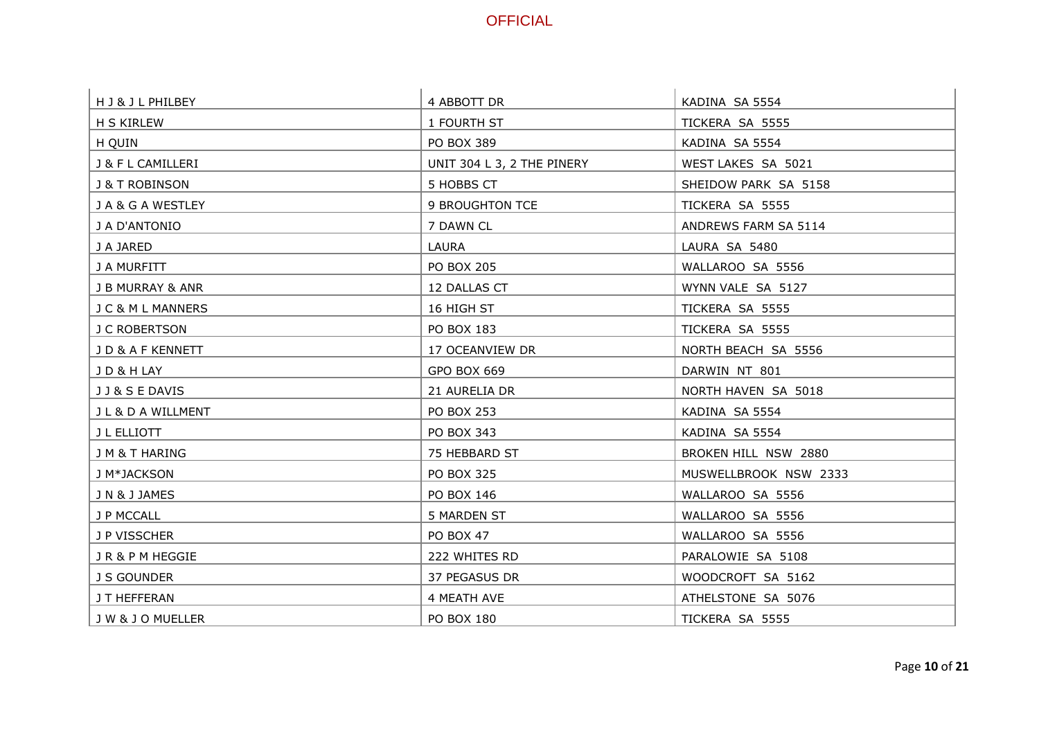| | | |
|---|---|---|
| H J & J L PHILBEY | 4 ABBOTT DR | KADINA SA 5554 |
| H S KIRLEW | 1 FOURTH ST | TICKERA SA 5555 |
| H QUIN | PO BOX 389 | KADINA SA 5554 |
| J & F L CAMILLERI | UNIT 304 L 3, 2 THE PINERY | WEST LAKES SA 5021 |
| J & T ROBINSON | 5 HOBBS CT | SHEIDOW PARK SA 5158 |
| J A & G A WESTLEY | 9 BROUGHTON TCE | TICKERA SA 5555 |
| J A D'ANTONIO | 7 DAWN CL | ANDREWS FARM SA 5114 |
| J A JARED | LAURA | LAURA SA 5480 |
| J A MURFITT | PO BOX 205 | WALLAROO SA 5556 |
| J B MURRAY & ANR | 12 DALLAS CT | WYNN VALE SA 5127 |
| J C & M L MANNERS | 16 HIGH ST | TICKERA SA 5555 |
| J C ROBERTSON | PO BOX 183 | TICKERA SA 5555 |
| J D & A F KENNETT | 17 OCEANVIEW DR | NORTH BEACH SA 5556 |
| J D & H LAY | GPO BOX 669 | DARWIN NT 801 |
| J J & S E DAVIS | 21 AURELIA DR | NORTH HAVEN SA 5018 |
| J L & D A WILLMENT | PO BOX 253 | KADINA SA 5554 |
| J L ELLIOTT | PO BOX 343 | KADINA SA 5554 |
| J M & T HARING | 75 HEBBARD ST | BROKEN HILL NSW 2880 |
| J M*JACKSON | PO BOX 325 | MUSWELLBROOK NSW 2333 |
| J N & J JAMES | PO BOX 146 | WALLAROO SA 5556 |
| J P MCCALL | 5 MARDEN ST | WALLAROO SA 5556 |
| J P VISSCHER | PO BOX 47 | WALLAROO SA 5556 |
| J R & P M HEGGIE | 222 WHITES RD | PARALOWIE SA 5108 |
| J S GOUNDER | 37 PEGASUS DR | WOODCROFT SA 5162 |
| J T HEFFERAN | 4 MEATH AVE | ATHELSTONE SA 5076 |
| J W & J O MUELLER | PO BOX 180 | TICKERA SA 5555 |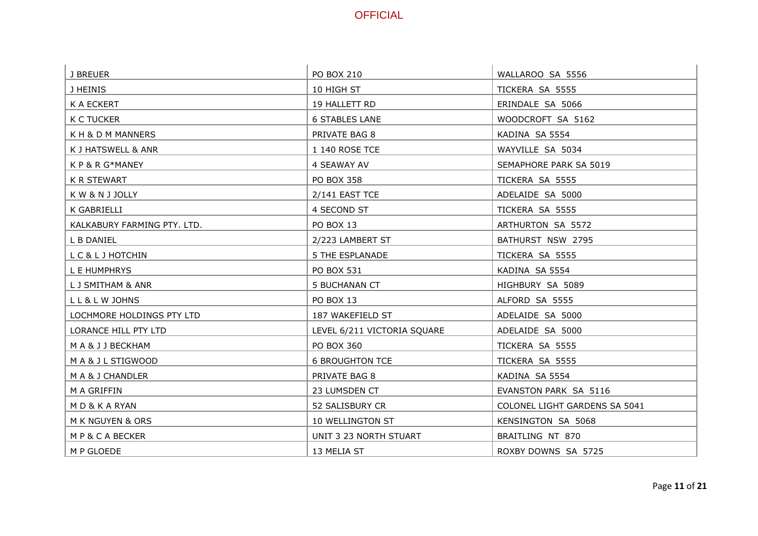| J BREUER | PO BOX 210 | WALLAROO SA 5556 |
| --- | --- | --- |
| J HEINIS | 10 HIGH ST | TICKERA SA 5555 |
| K A ECKERT | 19 HALLETT RD | ERINDALE SA 5066 |
| K C TUCKER | 6 STABLES LANE | WOODCROFT SA 5162 |
| K H & D M MANNERS | PRIVATE BAG 8 | KADINA SA 5554 |
| K J HATSWELL & ANR | 1 140 ROSE TCE | WAYVILLE SA 5034 |
| K P & R G*MANEY | 4 SEAWAY AV | SEMAPHORE PARK SA 5019 |
| K R STEWART | PO BOX 358 | TICKERA SA 5555 |
| K W & N J JOLLY | 2/141 EAST TCE | ADELAIDE SA 5000 |
| K GABRIELLI | 4 SECOND ST | TICKERA SA 5555 |
| KALKABURY FARMING PTY. LTD. | PO BOX 13 | ARTHURTON SA 5572 |
| L B DANIEL | 2/223 LAMBERT ST | BATHURST NSW 2795 |
| L C & L J HOTCHIN | 5 THE ESPLANADE | TICKERA SA 5555 |
| L E HUMPHRYS | PO BOX 531 | KADINA SA 5554 |
| L J SMITHAM & ANR | 5 BUCHANAN CT | HIGHBURY SA 5089 |
| L L & L W JOHNS | PO BOX 13 | ALFORD SA 5555 |
| LOCHMORE HOLDINGS PTY LTD | 187 WAKEFIELD ST | ADELAIDE SA 5000 |
| LORANCE HILL PTY LTD | LEVEL 6/211 VICTORIA SQUARE | ADELAIDE SA 5000 |
| M A & J J BECKHAM | PO BOX 360 | TICKERA SA 5555 |
| M A & J L STIGWOOD | 6 BROUGHTON TCE | TICKERA SA 5555 |
| M A & J CHANDLER | PRIVATE BAG 8 | KADINA SA 5554 |
| M A GRIFFIN | 23 LUMSDEN CT | EVANSTON PARK SA 5116 |
| M D & K A RYAN | 52 SALISBURY CR | COLONEL LIGHT GARDENS SA 5041 |
| M K NGUYEN & ORS | 10 WELLINGTON ST | KENSINGTON SA 5068 |
| M P & C A BECKER | UNIT 3 23 NORTH STUART | BRAITLING NT 870 |
| M P GLOEDE | 13 MELIA ST | ROXBY DOWNS SA 5725 |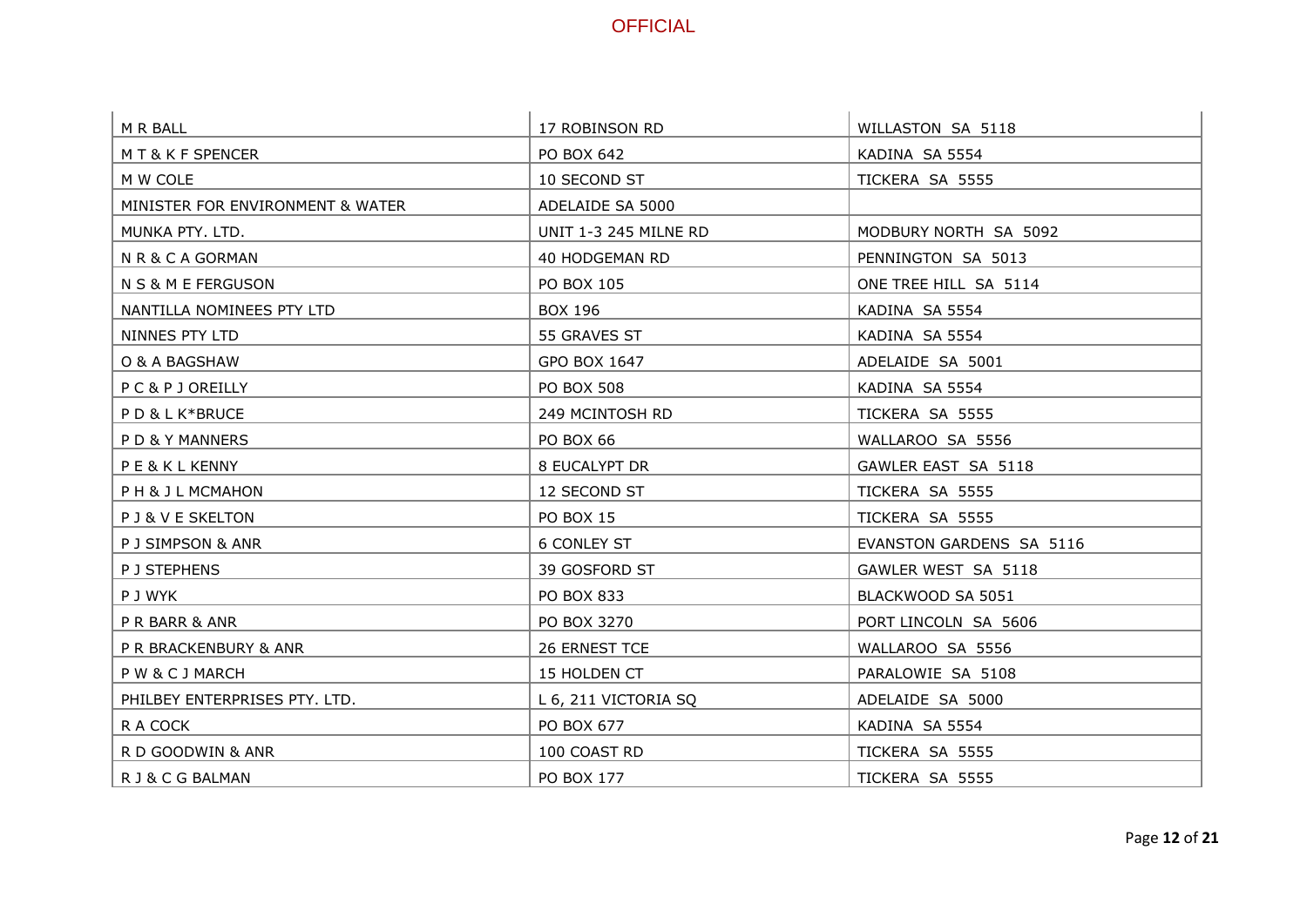| M R BALL | 17 ROBINSON RD | WILLASTON SA 5118 |
|---|---|---|
| M T & K F SPENCER | PO BOX 642 | KADINA SA 5554 |
| M W COLE | 10 SECOND ST | TICKERA SA 5555 |
| MINISTER FOR ENVIRONMENT & WATER | ADELAIDE SA 5000 | |
| MUNKA PTY. LTD. | UNIT 1-3 245 MILNE RD | MODBURY NORTH SA 5092 |
| N R & C A GORMAN | 40 HODGEMAN RD | PENNINGTON SA 5013 |
| N S & M E FERGUSON | PO BOX 105 | ONE TREE HILL SA 5114 |
| NANTILLA NOMINEES PTY LTD | BOX 196 | KADINA SA 5554 |
| NINNES PTY LTD | 55 GRAVES ST | KADINA SA 5554 |
| O & A BAGSHAW | GPO BOX 1647 | ADELAIDE SA 5001 |
| P C & P J OREILLY | PO BOX 508 | KADINA SA 5554 |
| P D & L K*BRUCE | 249 MCINTOSH RD | TICKERA SA 5555 |
| P D & Y MANNERS | PO BOX 66 | WALLAROO SA 5556 |
| P E & K L KENNY | 8 EUCALYPT DR | GAWLER EAST SA 5118 |
| P H & J L MCMAHON | 12 SECOND ST | TICKERA SA 5555 |
| P J & V E SKELTON | PO BOX 15 | TICKERA SA 5555 |
| P J SIMPSON & ANR | 6 CONLEY ST | EVANSTON GARDENS SA 5116 |
| P J STEPHENS | 39 GOSFORD ST | GAWLER WEST SA 5118 |
| P J WYK | PO BOX 833 | BLACKWOOD SA 5051 |
| P R BARR & ANR | PO BOX 3270 | PORT LINCOLN SA 5606 |
| P R BRACKENBURY & ANR | 26 ERNEST TCE | WALLAROO SA 5556 |
| P W & C J MARCH | 15 HOLDEN CT | PARALOWIE SA 5108 |
| PHILBEY ENTERPRISES PTY. LTD. | L 6, 211 VICTORIA SQ | ADELAIDE SA 5000 |
| R A COCK | PO BOX 677 | KADINA SA 5554 |
| R D GOODWIN & ANR | 100 COAST RD | TICKERA SA 5555 |
| R J & C G BALMAN | PO BOX 177 | TICKERA SA 5555 |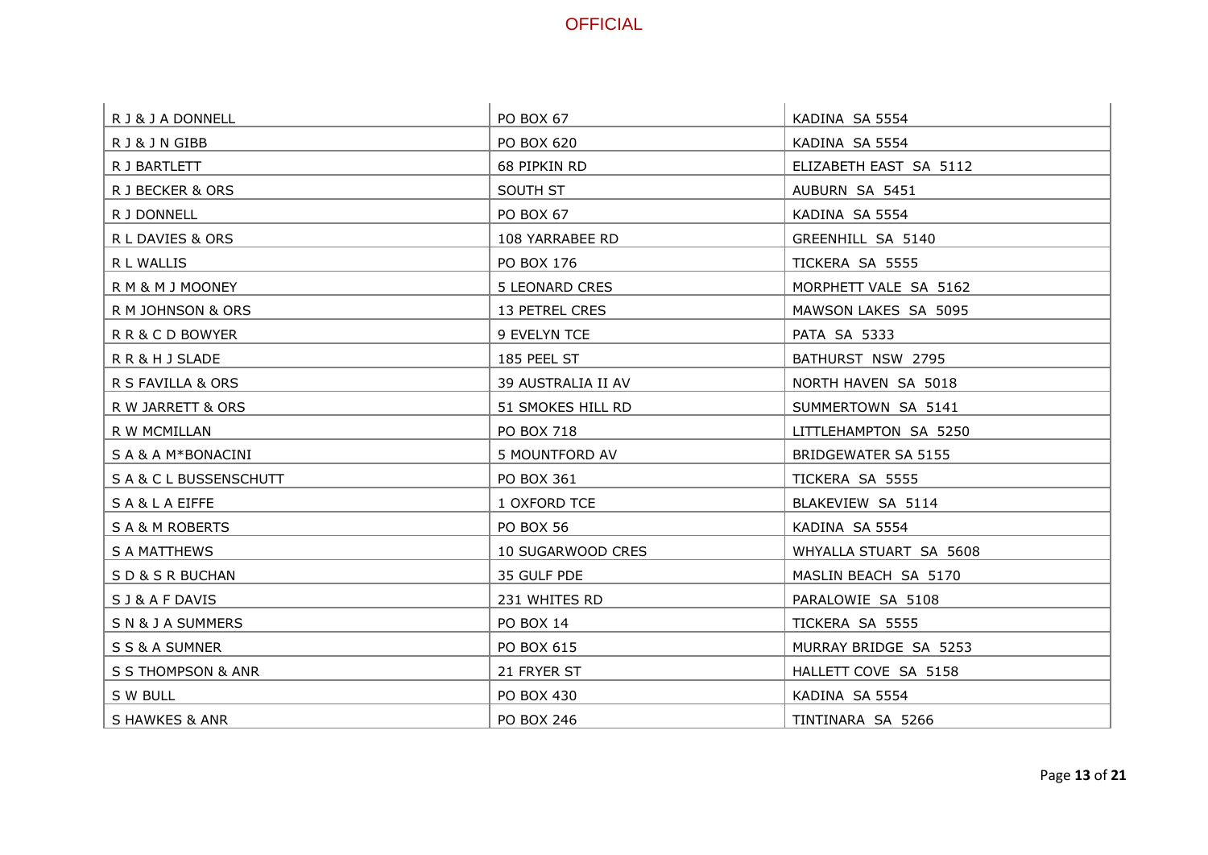| R J & J A DONNELL | PO BOX 67 | KADINA SA 5554 |
|---|---|---|
| R J & J N GIBB | PO BOX 620 | KADINA SA 5554 |
| R J BARTLETT | 68 PIPKIN RD | ELIZABETH EAST SA 5112 |
| R J BECKER & ORS | SOUTH ST | AUBURN SA 5451 |
| R J DONNELL | PO BOX 67 | KADINA SA 5554 |
| R L DAVIES & ORS | 108 YARRABEE RD | GREENHILL SA 5140 |
| R L WALLIS | PO BOX 176 | TICKERA SA 5555 |
| R M & M J MOONEY | 5 LEONARD CRES | MORPHETT VALE SA 5162 |
| R M JOHNSON & ORS | 13 PETREL CRES | MAWSON LAKES SA 5095 |
| R R & C D BOWYER | 9 EVELYN TCE | PATA SA 5333 |
| R R & H J SLADE | 185 PEEL ST | BATHURST NSW 2795 |
| R S FAVILLA & ORS | 39 AUSTRALIA II AV | NORTH HAVEN SA 5018 |
| R W JARRETT & ORS | 51 SMOKES HILL RD | SUMMERTOWN SA 5141 |
| R W MCMILLAN | PO BOX 718 | LITTLEHAMPTON SA 5250 |
| S A & A M*BONACINI | 5 MOUNTFORD AV | BRIDGEWATER SA 5155 |
| S A & C L BUSSENSCHUTT | PO BOX 361 | TICKERA SA 5555 |
| S A & L A EIFFE | 1 OXFORD TCE | BLAKEVIEW SA 5114 |
| S A & M ROBERTS | PO BOX 56 | KADINA SA 5554 |
| S A MATTHEWS | 10 SUGARWOOD CRES | WHYALLA STUART SA 5608 |
| S D & S R BUCHAN | 35 GULF PDE | MASLIN BEACH SA 5170 |
| S J & A F DAVIS | 231 WHITES RD | PARALOWIE SA 5108 |
| S N & J A SUMMERS | PO BOX 14 | TICKERA SA 5555 |
| S S & A SUMNER | PO BOX 615 | MURRAY BRIDGE SA 5253 |
| S S THOMPSON & ANR | 21 FRYER ST | HALLETT COVE SA 5158 |
| S W BULL | PO BOX 430 | KADINA SA 5554 |
| S HAWKES & ANR | PO BOX 246 | TINTINARA SA 5266 |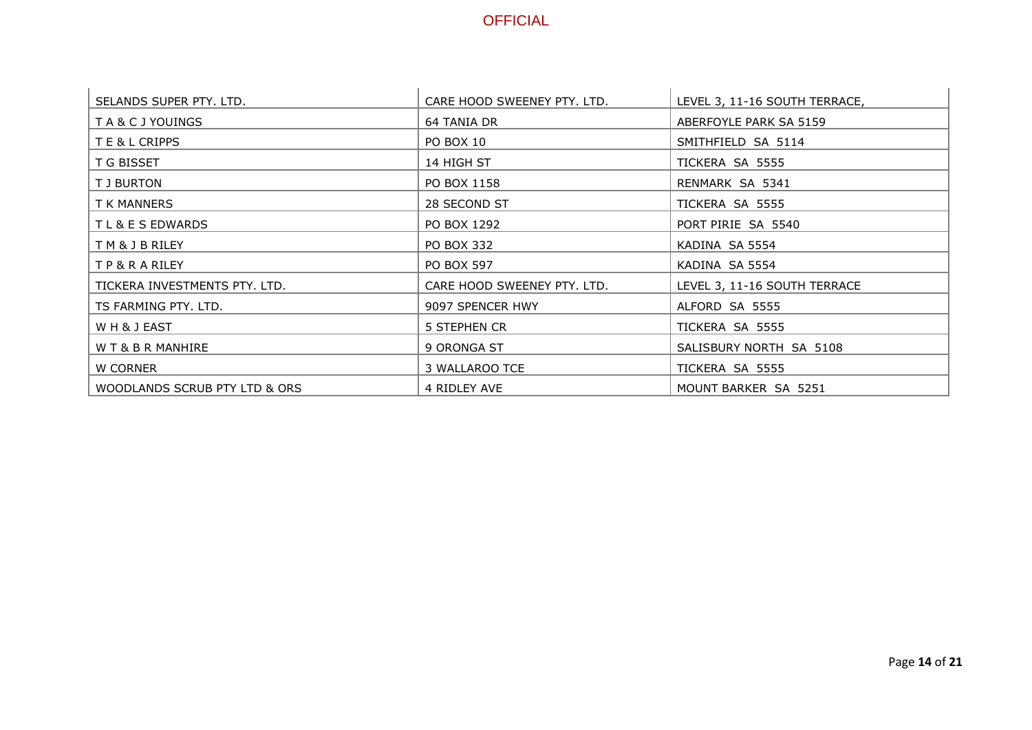| SELANDS SUPER PTY. LTD. | CARE HOOD SWEENEY PTY. LTD. | LEVEL 3, 11-16 SOUTH TERRACE, |
|---|---|---|
| T A & C J YOUINGS | 64 TANIA DR | ABERFOYLE PARK SA 5159 |
| T E & L CRIPPS | PO BOX 10 | SMITHFIELD SA 5114 |
| T G BISSET | 14 HIGH ST | TICKERA SA 5555 |
| T J BURTON | PO BOX 1158 | RENMARK SA 5341 |
| T K MANNERS | 28 SECOND ST | TICKERA SA 5555 |
| T L & E S EDWARDS | PO BOX 1292 | PORT PIRIE SA 5540 |
| T M & J B RILEY | PO BOX 332 | KADINA SA 5554 |
| T P & R A RILEY | PO BOX 597 | KADINA SA 5554 |
| TICKERA INVESTMENTS PTY. LTD. | CARE HOOD SWEENEY PTY. LTD. | LEVEL 3, 11-16 SOUTH TERRACE |
| TS FARMING PTY. LTD. | 9097 SPENCER HWY | ALFORD SA 5555 |
| W H & J EAST | 5 STEPHEN CR | TICKERA SA 5555 |
| W T & B R MANHIRE | 9 ORONGA ST | SALISBURY NORTH SA 5108 |
| W CORNER | 3 WALLAROO TCE | TICKERA SA 5555 |
| WOODLANDS SCRUB PTY LTD & ORS | 4 RIDLEY AVE | MOUNT BARKER SA 5251 |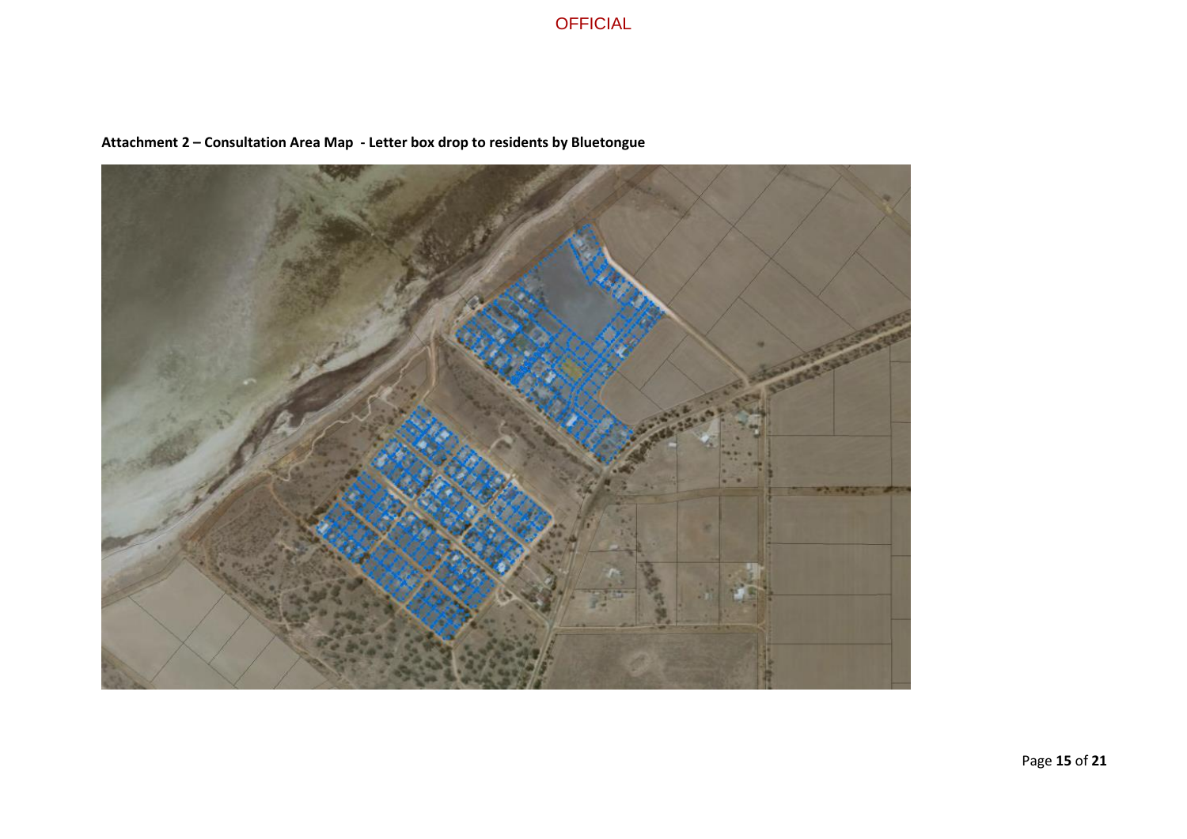**Attachment 2 – Consultation Area Map - Letter box drop to residents by Bluetongue**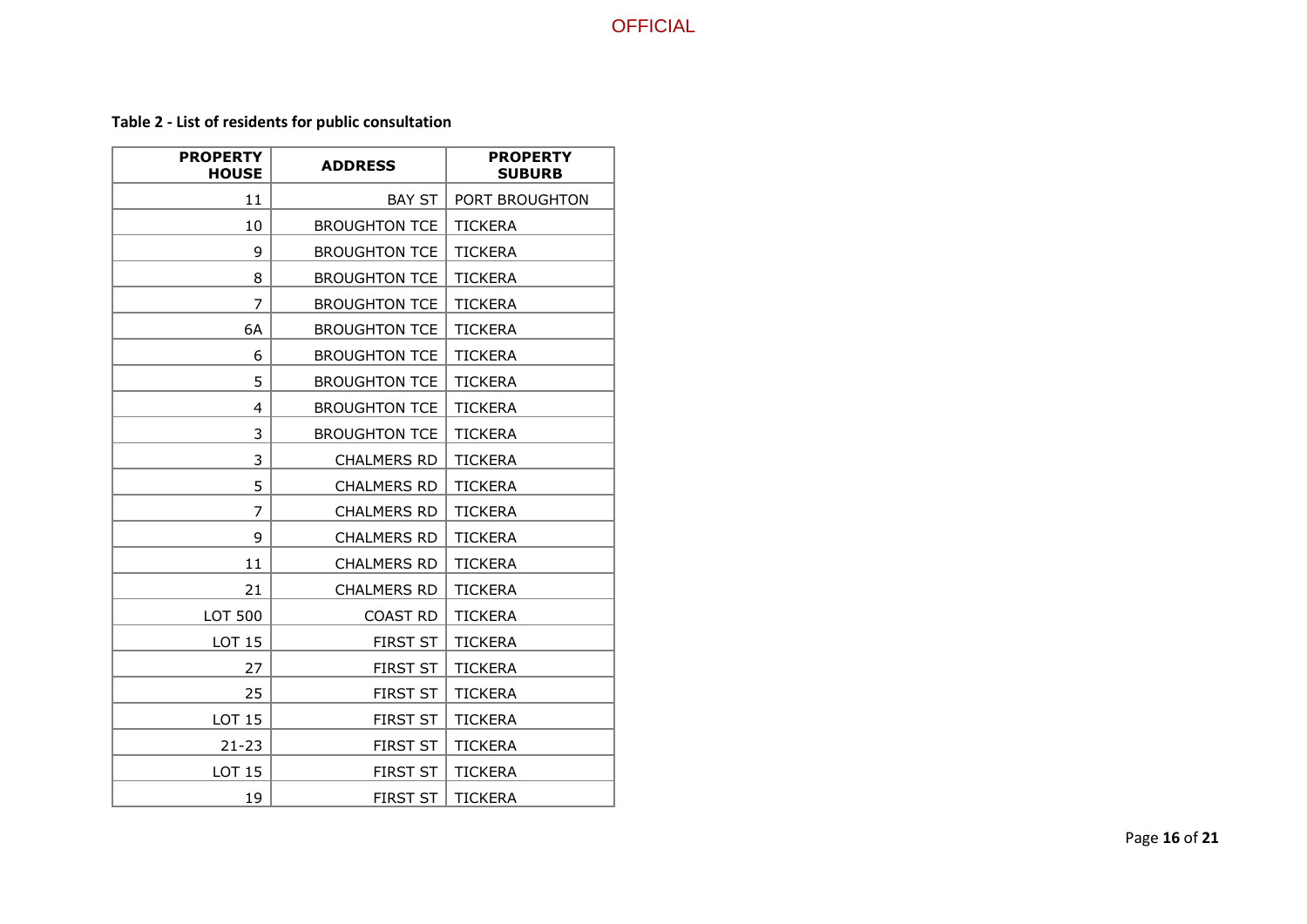**Table 2 - List of residents for public consultation**

| PROPERTY HOUSE | ADDRESS | PROPERTY SUBURB |
|---|---|---|
| 11 | BAY ST | PORT BROUGHTON |
| 10 | BROUGHTON TCE | TICKERA |
| 9 | BROUGHTON TCE | TICKERA |
| 8 | BROUGHTON TCE | TICKERA |
| 7 | BROUGHTON TCE | TICKERA |
| 6A | BROUGHTON TCE | TICKERA |
| 6 | BROUGHTON TCE | TICKERA |
| 5 | BROUGHTON TCE | TICKERA |
| 4 | BROUGHTON TCE | TICKERA |
| 3 | BROUGHTON TCE | TICKERA |
| 3 | CHALMERS RD | TICKERA |
| 5 | CHALMERS RD | TICKERA |
| 7 | CHALMERS RD | TICKERA |
| 9 | CHALMERS RD | TICKERA |
| 11 | CHALMERS RD | TICKERA |
| 21 | CHALMERS RD | TICKERA |
| LOT 500 | COAST RD | TICKERA |
| LOT 15 | FIRST ST | TICKERA |
| 27 | FIRST ST | TICKERA |
| 25 | FIRST ST | TICKERA |
| LOT 15 | FIRST ST | TICKERA |
| 21-23 | FIRST ST | TICKERA |
| LOT 15 | FIRST ST | TICKERA |
| 19 | FIRST ST | TICKERA |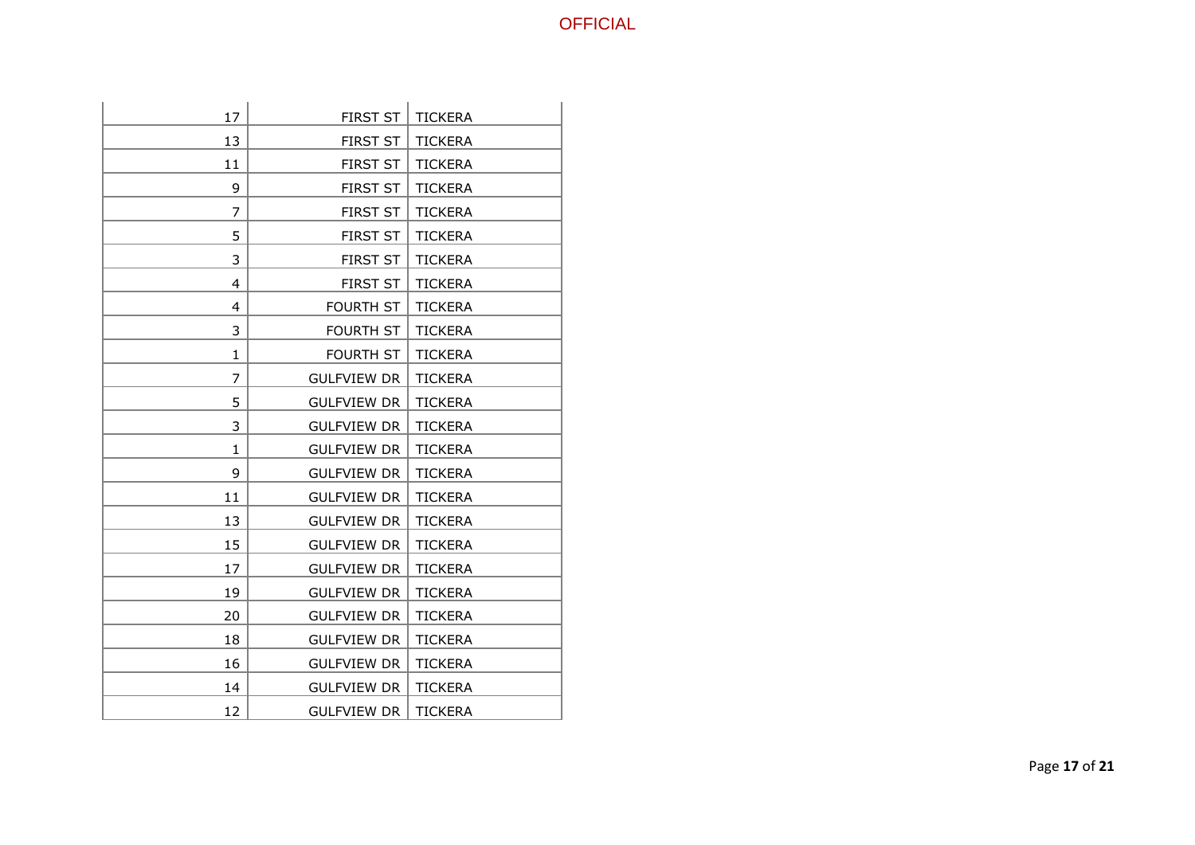| | | |
|---|---|---|
| 17 | FIRST ST | TICKERA |
| 13 | FIRST ST | TICKERA |
| 11 | FIRST ST | TICKERA |
| 9 | FIRST ST | TICKERA |
| 7 | FIRST ST | TICKERA |
| 5 | FIRST ST | TICKERA |
| 3 | FIRST ST | TICKERA |
| 4 | FIRST ST | TICKERA |
| 4 | FOURTH ST | TICKERA |
| 3 | FOURTH ST | TICKERA |
| 1 | FOURTH ST | TICKERA |
| 7 | GULFVIEW DR | TICKERA |
| 5 | GULFVIEW DR | TICKERA |
| 3 | GULFVIEW DR | TICKERA |
| 1 | GULFVIEW DR | TICKERA |
| 9 | GULFVIEW DR | TICKERA |
| 11 | GULFVIEW DR | TICKERA |
| 13 | GULFVIEW DR | TICKERA |
| 15 | GULFVIEW DR | TICKERA |
| 17 | GULFVIEW DR | TICKERA |
| 19 | GULFVIEW DR | TICKERA |
| 20 | GULFVIEW DR | TICKERA |
| 18 | GULFVIEW DR | TICKERA |
| 16 | GULFVIEW DR | TICKERA |
| 14 | GULFVIEW DR | TICKERA |
| 12 | GULFVIEW DR | TICKERA |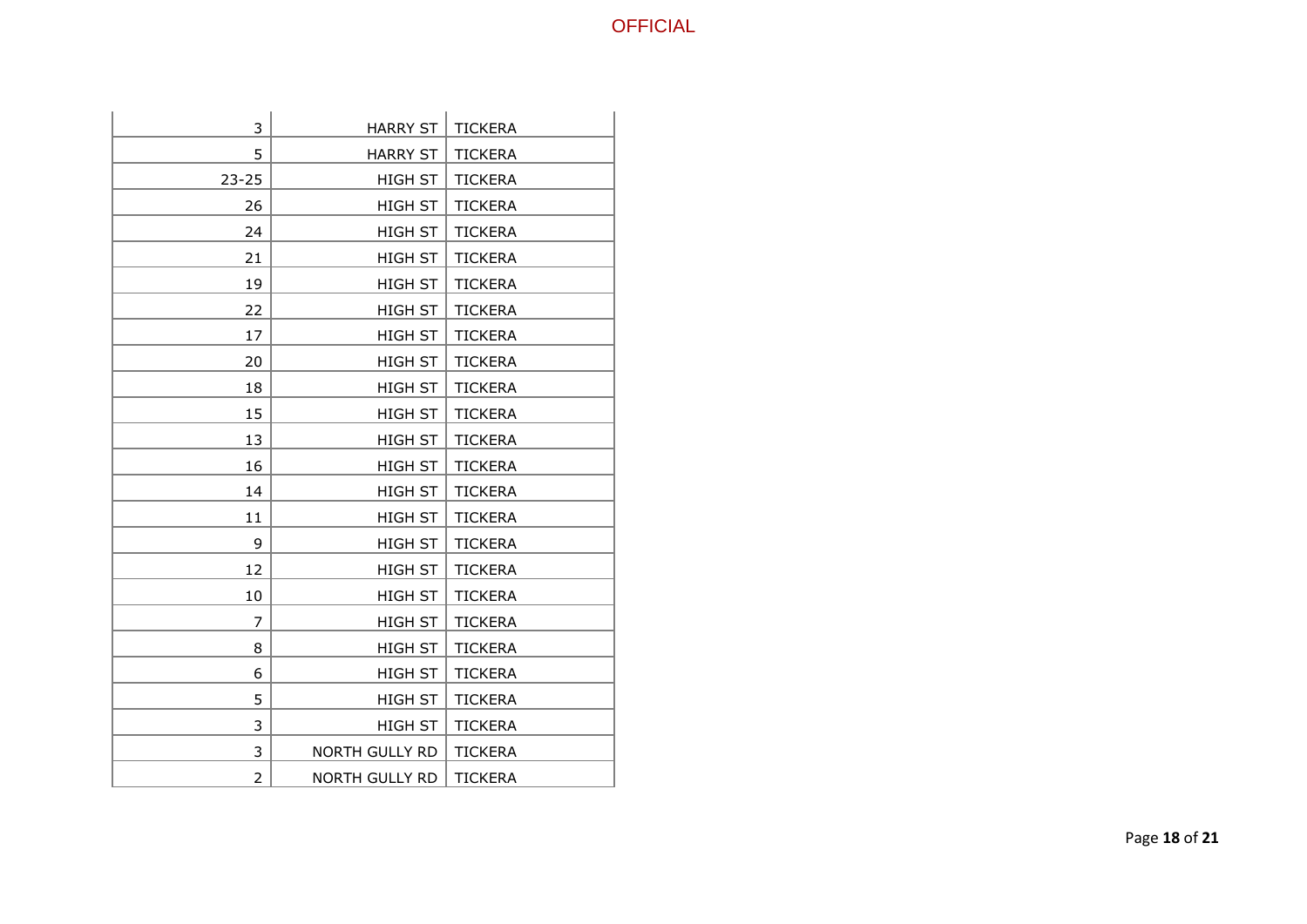| | | |
|---|---|---|
| 3 | HARRY ST | TICKERA |
| 5 | HARRY ST | TICKERA |
| 23-25 | HIGH ST | TICKERA |
| 26 | HIGH ST | TICKERA |
| 24 | HIGH ST | TICKERA |
| 21 | HIGH ST | TICKERA |
| 19 | HIGH ST | TICKERA |
| 22 | HIGH ST | TICKERA |
| 17 | HIGH ST | TICKERA |
| 20 | HIGH ST | TICKERA |
| 18 | HIGH ST | TICKERA |
| 15 | HIGH ST | TICKERA |
| 13 | HIGH ST | TICKERA |
| 16 | HIGH ST | TICKERA |
| 14 | HIGH ST | TICKERA |
| 11 | HIGH ST | TICKERA |
| 9 | HIGH ST | TICKERA |
| 12 | HIGH ST | TICKERA |
| 10 | HIGH ST | TICKERA |
| 7 | HIGH ST | TICKERA |
| 8 | HIGH ST | TICKERA |
| 6 | HIGH ST | TICKERA |
| 5 | HIGH ST | TICKERA |
| 3 | HIGH ST | TICKERA |
| 3 | NORTH GULLY RD | TICKERA |
| 2 | NORTH GULLY RD | TICKERA |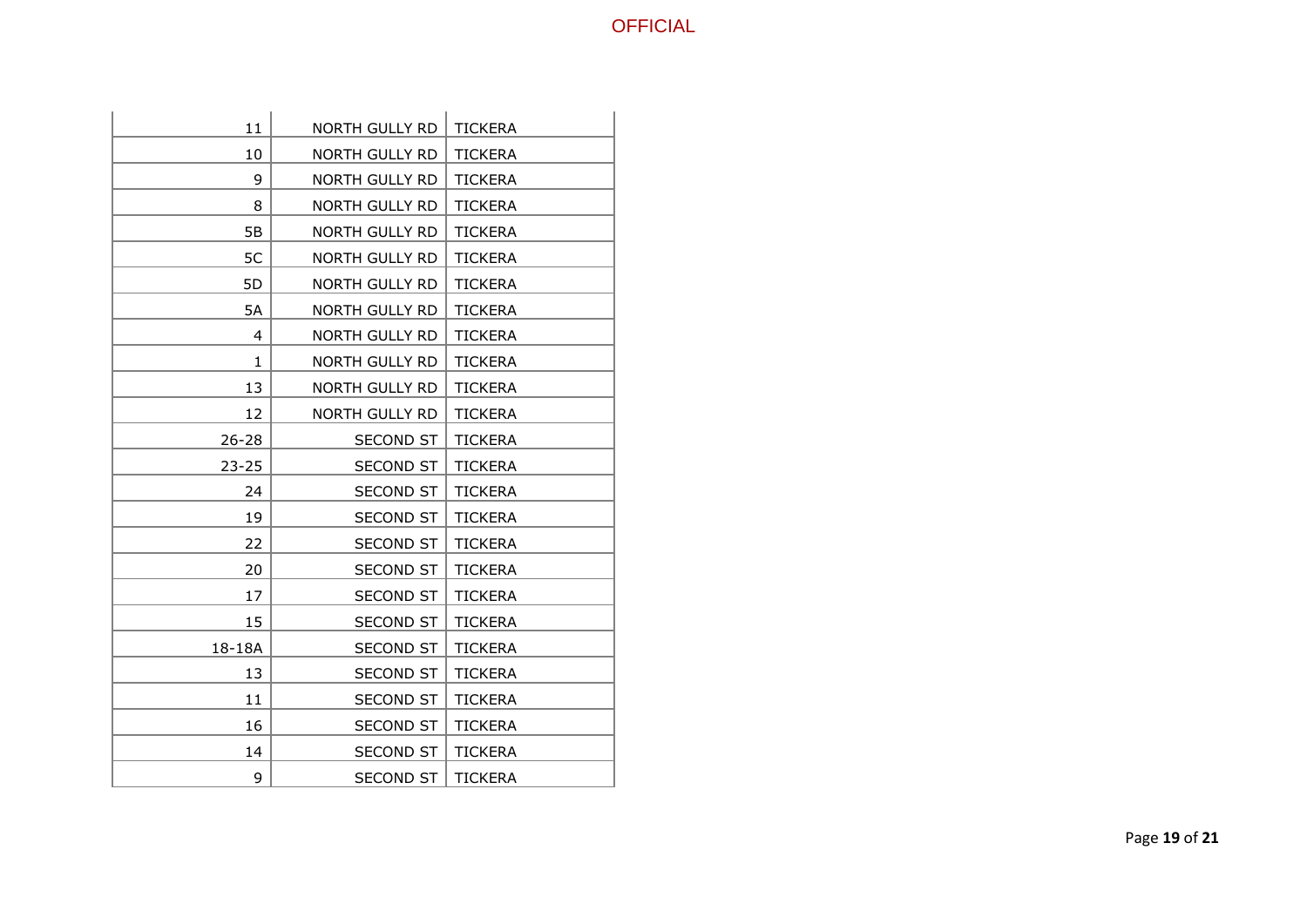| | | |
|---|---|---|
| 11 | NORTH GULLY RD | TICKERA |
| 10 | NORTH GULLY RD | TICKERA |
| 9 | NORTH GULLY RD | TICKERA |
| 8 | NORTH GULLY RD | TICKERA |
| 5B | NORTH GULLY RD | TICKERA |
| 5C | NORTH GULLY RD | TICKERA |
| 5D | NORTH GULLY RD | TICKERA |
| 5A | NORTH GULLY RD | TICKERA |
| 4 | NORTH GULLY RD | TICKERA |
| 1 | NORTH GULLY RD | TICKERA |
| 13 | NORTH GULLY RD | TICKERA |
| 12 | NORTH GULLY RD | TICKERA |
| 26-28 | SECOND ST | TICKERA |
| 23-25 | SECOND ST | TICKERA |
| 24 | SECOND ST | TICKERA |
| 19 | SECOND ST | TICKERA |
| 22 | SECOND ST | TICKERA |
| 20 | SECOND ST | TICKERA |
| 17 | SECOND ST | TICKERA |
| 15 | SECOND ST | TICKERA |
| 18-18A | SECOND ST | TICKERA |
| 13 | SECOND ST | TICKERA |
| 11 | SECOND ST | TICKERA |
| 16 | SECOND ST | TICKERA |
| 14 | SECOND ST | TICKERA |
| 9 | SECOND ST | TICKERA |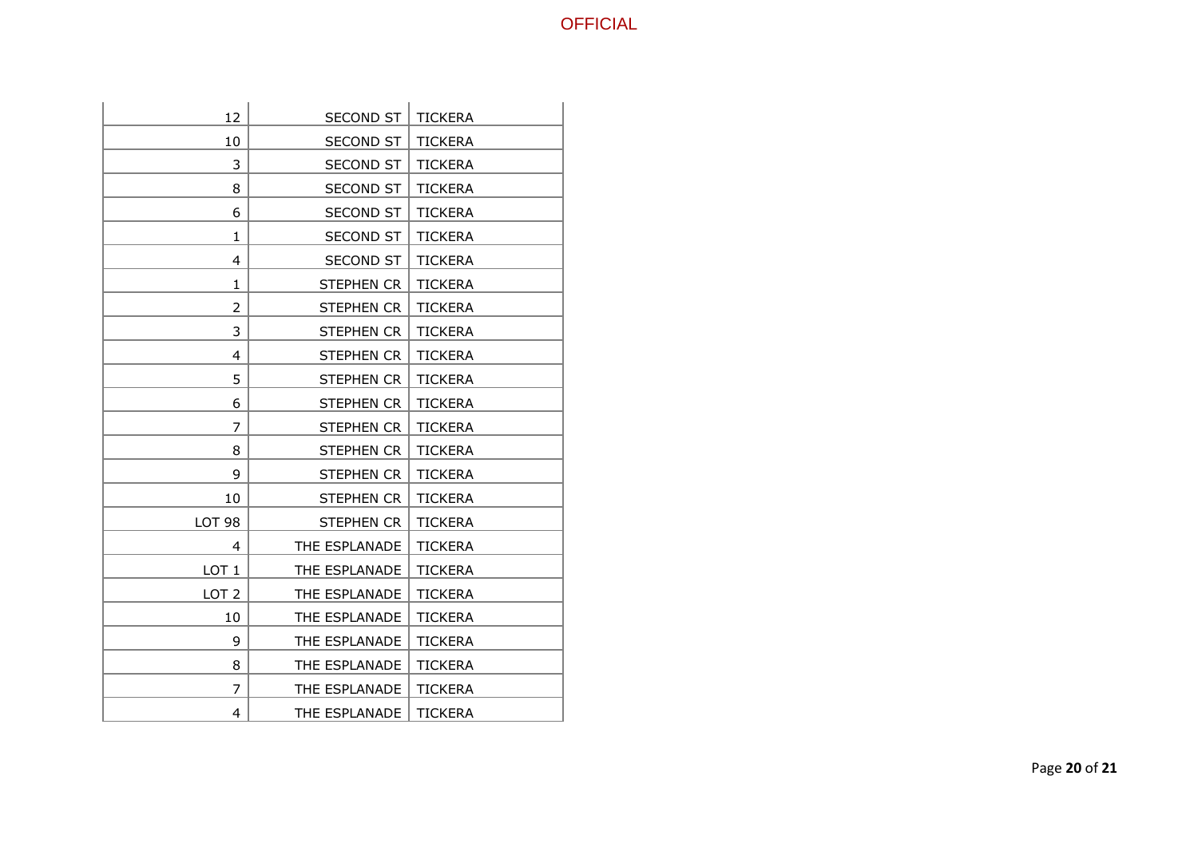| | | |
|---|---|---|
| 12 | SECOND ST | TICKERA |
| 10 | SECOND ST | TICKERA |
| 3 | SECOND ST | TICKERA |
| 8 | SECOND ST | TICKERA |
| 6 | SECOND ST | TICKERA |
| 1 | SECOND ST | TICKERA |
| 4 | SECOND ST | TICKERA |
| 1 | STEPHEN CR | TICKERA |
| 2 | STEPHEN CR | TICKERA |
| 3 | STEPHEN CR | TICKERA |
| 4 | STEPHEN CR | TICKERA |
| 5 | STEPHEN CR | TICKERA |
| 6 | STEPHEN CR | TICKERA |
| 7 | STEPHEN CR | TICKERA |
| 8 | STEPHEN CR | TICKERA |
| 9 | STEPHEN CR | TICKERA |
| 10 | STEPHEN CR | TICKERA |
| LOT 98 | STEPHEN CR | TICKERA |
| 4 | THE ESPLANADE | TICKERA |
| LOT 1 | THE ESPLANADE | TICKERA |
| LOT 2 | THE ESPLANADE | TICKERA |
| 10 | THE ESPLANADE | TICKERA |
| 9 | THE ESPLANADE | TICKERA |
| 8 | THE ESPLANADE | TICKERA |
| 7 | THE ESPLANADE | TICKERA |
| 4 | THE ESPLANADE | TICKERA |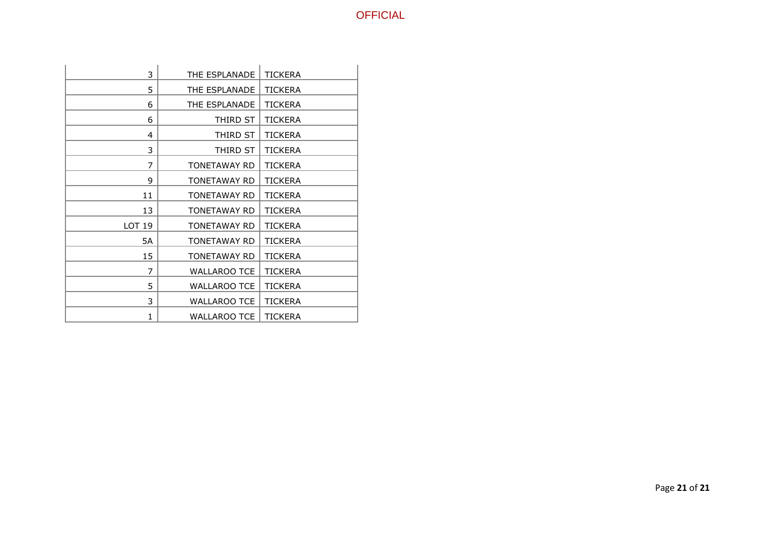| | | |
|---|---|---|
| 3 | THE ESPLANADE | TICKERA |
| 5 | THE ESPLANADE | TICKERA |
| 6 | THE ESPLANADE | TICKERA |
| 6 | THIRD ST | TICKERA |
| 4 | THIRD ST | TICKERA |
| 3 | THIRD ST | TICKERA |
| 7 | TONETAWAY RD | TICKERA |
| 9 | TONETAWAY RD | TICKERA |
| 11 | TONETAWAY RD | TICKERA |
| 13 | TONETAWAY RD | TICKERA |
| LOT 19 | TONETAWAY RD | TICKERA |
| 5A | TONETAWAY RD | TICKERA |
| 15 | TONETAWAY RD | TICKERA |
| 7 | WALLAROO TCE | TICKERA |
| 5 | WALLAROO TCE | TICKERA |
| 3 | WALLAROO TCE | TICKERA |
| 1 | WALLAROO TCE | TICKERA |